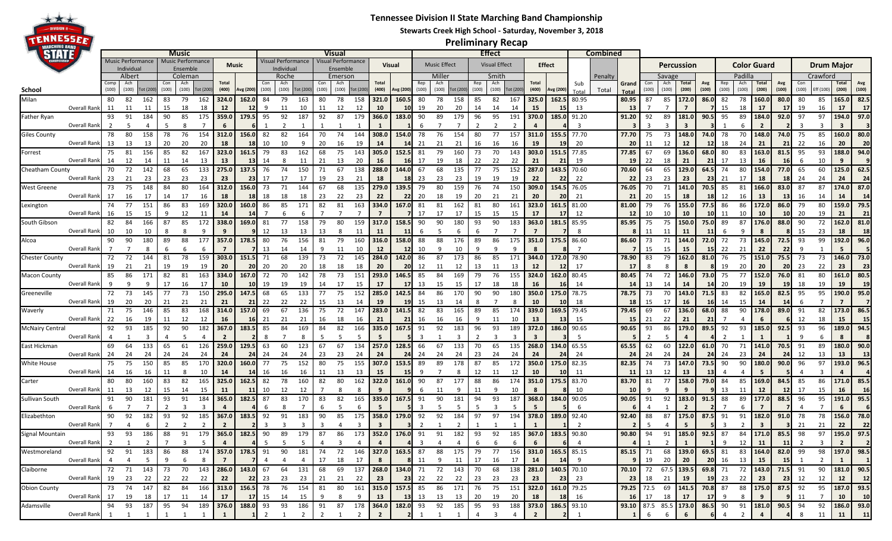# Tennessee Division II State Marching Band Championship

**Stewarts Creek High School - Saturday, November 3, 2018**

## Preliminary Recap

| School | Music | | | | | | | | Visual | | | | | | | | Effect | | | | | | | | Combined | | | Percussion | | | | Color Guard | | | | Drum Major | | | |
|---|---|---|---|---|---|---|---|---|---|---|---|---|---|---|---|---|---|---|---|---|---|---|---|---|---|---|---|---|---|---|---|---|---|---|---|---|---|---|---|
| | Music Performance Individual | | | Music Performance Ensemble | | | Music | | Visual Performance Individual | | | Visual Performance Ensemble | | | Visual | | Music Effect | | | Visual Effect | | | Effect | | | Penalty | | Savage | | | | Padilla | | | | Crawford | | | |
| | Albert | | | Coleman | | | | | Roche | | | Emerson | | | | | Miller | | | Smith | | | | | | | | | | | | | | | | | | | |
| | Comp (100) | Ach (100) | Tot (200) | Con (100) | Ach (100) | Tot (200) | Total (400) | Avg (200) | Con (100) | Ach (100) | Tot (200) | Con (100) | Ach (100) | Tot (200) | Total (400) | Avg (200) | Rep (100) | Ach (100) | Tot (200) | Rep (100) | Ach (100) | Tot (200) | Total (400) | Avg (200) | Sub Total | Total | Grand Total | Con (100) | Ach (100) | Total (200) | Avg (100) | Rep (100) | Ach (100) | Total (200) | Avg (100) | Con (100) | Eff (100) | Total (200) | Avg (100) |
| Milan | 80 | 82 | 162 | 83 | 79 | 162 | 324.0 | 162.0 | 84 | 79 | 163 | 80 | 78 | 158 | 321.0 | 160.5 | 80 | 78 | 158 | 85 | 82 | 167 | 325.0 | 162.5 | 80.95 | | 80.95 | 87 | 85 | 172.0 | 86.0 | 82 | 78 | 160.0 | 80.0 | 80 | 85 | 165.0 | 82.5 |
| Overall Rank | 11 | 11 | 11 | 15 | 18 | 18 | 12 | 12 | 9 | 11 | 10 | 11 | 12 | 12 | 10 | 10 | 19 | 20 | 20 | 14 | 14 | 14 | 15 | 15 | 13 | | 13 | 7 | 7 | 7 | 7 | 15 | 18 | 17 | 17 | 19 | 16 | 17 | 17 |
| Father Ryan | 93 | 91 | 184 | 90 | 85 | 175 | 359.0 | 179.5 | 95 | 92 | 187 | 92 | 87 | 179 | 366.0 | 183.0 | 90 | 89 | 179 | 96 | 95 | 191 | 370.0 | 185.0 | 91.20 | | 91.20 | 92 | 89 | 181.0 | 90.5 | 95 | 89 | 184.0 | 92.0 | 97 | 97 | 194.0 | 97.0 |
| Overall Rank | 2 | 5 | 4 | 5 | 8 | 7 | 6 | 6 | 1 | 2 | 1 | 1 | 1 | 1 | 1 | 1 | 6 | 7 | 7 | 2 | 2 | 2 | 4 | 4 | 3 | | 3 | 3 | 3 | 3 | 3 | 1 | 6 | 2 | 2 | 3 | 3 | 3 | 3 |
| Giles County | 78 | 80 | 158 | 78 | 76 | 154 | 312.0 | 156.0 | 82 | 82 | 164 | 70 | 74 | 144 | 308.0 | 154.0 | 78 | 76 | 154 | 80 | 77 | 157 | 311.0 | 155.5 | 77.70 | | 77.70 | 75 | 73 | 148.0 | 74.0 | 78 | 70 | 148.0 | 74.0 | 75 | 85 | 160.0 | 80.0 |
| Overall Rank | 13 | 13 | 13 | 20 | 20 | 20 | 18 | 18 | 10 | 10 | 9 | 20 | 16 | 19 | 14 | 14 | 21 | 21 | 21 | 16 | 16 | 16 | 19 | 19 | 20 | | 20 | 11 | 12 | 12 | 12 | 18 | 24 | 21 | 21 | 22 | 16 | 20 | 20 |
| Forrest | 75 | 81 | 156 | 85 | 82 | 167 | 323.0 | 161.5 | 79 | 83 | 162 | 68 | 75 | 143 | 305.0 | 152.5 | 81 | 79 | 160 | 73 | 70 | 143 | 303.0 | 151.5 | 77.85 | | 77.85 | 67 | 69 | 136.0 | 68.0 | 80 | 83 | 163.0 | 81.5 | 95 | 93 | 188.0 | 94.0 |
| Overall Rank | 14 | 12 | 14 | 11 | 14 | 13 | 13 | 13 | 14 | 8 | 11 | 21 | 13 | 20 | 16 | 16 | 17 | 19 | 18 | 22 | 22 | 22 | 21 | 21 | 19 | | 19 | 22 | 18 | 21 | 21 | 17 | 13 | 16 | 16 | 6 | 10 | 9 | 9 |
| Cheatham County | 70 | 72 | 142 | 68 | 65 | 133 | 275.0 | 137.5 | 76 | 74 | 150 | 71 | 67 | 138 | 288.0 | 144.0 | 67 | 68 | 135 | 77 | 75 | 152 | 287.0 | 143.5 | 70.60 | | 70.60 | 64 | 65 | 129.0 | 64.5 | 74 | 80 | 154.0 | 77.0 | 65 | 60 | 125.0 | 62.5 |
| Overall Rank | 23 | 21 | 23 | 23 | 23 | 23 | 23 | 23 | 17 | 17 | 17 | 19 | 23 | 21 | 18 | 18 | 23 | 23 | 23 | 19 | 19 | 19 | 22 | 22 | 22 | | 22 | 23 | 23 | 23 | 23 | 21 | 17 | 18 | 18 | 24 | 24 | 24 | 24 |
| West Greene | 73 | 75 | 148 | 84 | 80 | 164 | 312.0 | 156.0 | 73 | 71 | 144 | 67 | 68 | 135 | 279.0 | 139.5 | 79 | 80 | 159 | 76 | 74 | 150 | 309.0 | 154.5 | 76.05 | | 76.05 | 70 | 71 | 141.0 | 70.5 | 85 | 81 | 166.0 | 83.0 | 87 | 87 | 174.0 | 87.0 |
| Overall Rank | 17 | 16 | 17 | 14 | 17 | 16 | 18 | 18 | 18 | 18 | 18 | 23 | 22 | 23 | 22 | 22 | 20 | 18 | 19 | 20 | 21 | 21 | 20 | 20 | 21 | | 21 | 20 | 15 | 18 | 18 | 12 | 16 | 13 | 13 | 16 | 14 | 14 | 14 |
| Lexington | 74 | 77 | 151 | 86 | 83 | 169 | 320.0 | 160.0 | 86 | 85 | 171 | 82 | 81 | 163 | 334.0 | 167.0 | 81 | 81 | 162 | 81 | 80 | 161 | 323.0 | 161.5 | 81.00 | | 81.00 | 79 | 76 | 155.0 | 77.5 | 86 | 86 | 172.0 | 86.0 | 79 | 80 | 159.0 | 79.5 |
| Overall Rank | 16 | 15 | 15 | 9 | 12 | 11 | 14 | 14 | 7 | 6 | 6 | 7 | 7 | 7 | 7 | 7 | 17 | 17 | 17 | 15 | 15 | 15 | 17 | 17 | 12 | | 12 | 10 | 10 | 10 | 10 | 11 | 10 | 10 | 10 | 20 | 19 | 21 | 21 |
| South Gibson | 82 | 84 | 166 | 87 | 85 | 172 | 338.0 | 169.0 | 81 | 77 | 158 | 79 | 80 | 159 | 317.0 | 158.5 | 90 | 90 | 180 | 93 | 90 | 183 | 363.0 | 181.5 | 85.95 | | 85.95 | 75 | 75 | 150.0 | 75.0 | 89 | 87 | 176.0 | 88.0 | 90 | 72 | 162.0 | 81.0 |
| Overall Rank | 10 | 10 | 10 | 8 | 8 | 9 | 9 | 9 | 12 | 13 | 13 | 13 | 8 | 11 | 11 | 11 | 6 | 5 | 6 | 6 | 7 | 7 | 7 | 7 | 8 | | 8 | 11 | 11 | 11 | 11 | 6 | 9 | 8 | 8 | 15 | 23 | 18 | 18 |
| Alcoa | 90 | 90 | 180 | 89 | 88 | 177 | 357.0 | 178.5 | 80 | 76 | 156 | 81 | 79 | 160 | 316.0 | 158.0 | 88 | 88 | 176 | 89 | 86 | 175 | 351.0 | 175.5 | 86.60 | | 86.60 | 73 | 71 | 144.0 | 72.0 | 72 | 73 | 145.0 | 72.5 | 93 | 99 | 192.0 | 96.0 |
| Overall Rank | 7 | 7 | 8 | 6 | 6 | 6 | 7 | 7 | 13 | 14 | 14 | 9 | 11 | 10 | 12 | 12 | 10 | 9 | 10 | 9 | 9 | 9 | 8 | 8 | 7 | | 7 | 15 | 15 | 15 | 15 | 22 | 21 | 22 | 22 | 9 | 1 | 5 | 5 |
| Chester County | 72 | 72 | 144 | 81 | 78 | 159 | 303.0 | 151.5 | 71 | 68 | 139 | 73 | 72 | 145 | 284.0 | 142.0 | 86 | 87 | 173 | 86 | 85 | 171 | 344.0 | 172.0 | 78.90 | | 78.90 | 83 | 79 | 162.0 | 81.0 | 76 | 75 | 151.0 | 75.5 | 73 | 73 | 146.0 | 73.0 |
| Overall Rank | 19 | 21 | 21 | 19 | 19 | 19 | 20 | 20 | 20 | 20 | 20 | 18 | 18 | 18 | 20 | 20 | 12 | 11 | 12 | 13 | 11 | 13 | 12 | 12 | 17 | | 17 | 8 | 8 | 8 | 8 | 19 | 20 | 20 | 20 | 23 | 22 | 23 | 23 |
| Macon County | 85 | 86 | 171 | 82 | 81 | 163 | 334.0 | 167.0 | 72 | 70 | 142 | 78 | 73 | 151 | 293.0 | 146.5 | 85 | 84 | 169 | 79 | 76 | 155 | 324.0 | 162.0 | 80.45 | | 80.45 | 74 | 72 | 146.0 | 73.0 | 75 | 77 | 152.0 | 76.0 | 81 | 80 | 161.0 | 80.5 |
| Overall Rank | 9 | 9 | 9 | 17 | 16 | 17 | 10 | 10 | 19 | 19 | 19 | 14 | 17 | 15 | 17 | 17 | 13 | 15 | 15 | 17 | 18 | 18 | 16 | 16 | 14 | | 14 | 13 | 14 | 14 | 14 | 20 | 19 | 19 | 19 | 18 | 19 | 19 | 19 |
| Greeneville | 72 | 73 | 145 | 77 | 73 | 150 | 295.0 | 147.5 | 68 | 65 | 133 | 77 | 75 | 152 | 285.0 | 142.5 | 84 | 86 | 170 | 90 | 90 | 180 | 350.0 | 175.0 | 78.75 | | 78.75 | 73 | 70 | 143.0 | 71.5 | 83 | 82 | 165.0 | 82.5 | 95 | 95 | 190.0 | 95.0 |
| Overall Rank | 19 | 20 | 20 | 21 | 21 | 21 | 21 | 21 | 22 | 22 | 22 | 15 | 13 | 14 | 19 | 19 | 15 | 13 | 14 | 8 | 7 | 8 | 10 | 10 | 18 | | 18 | 15 | 17 | 16 | 16 | 14 | 15 | 14 | 14 | 6 | 7 | 7 | 7 |
| Waverly | 71 | 75 | 146 | 85 | 83 | 168 | 314.0 | 157.0 | 69 | 67 | 136 | 75 | 72 | 147 | 283.0 | 141.5 | 82 | 83 | 165 | 89 | 85 | 174 | 339.0 | 169.5 | 79.45 | | 79.45 | 69 | 67 | 136.0 | 68.0 | 88 | 90 | 178.0 | 89.0 | 91 | 82 | 173.0 | 86.5 |
| Overall Rank | 22 | 16 | 19 | 11 | 12 | 12 | 16 | 16 | 21 | 21 | 21 | 16 | 18 | 16 | 21 | 21 | 16 | 16 | 16 | 9 | 11 | 10 | 13 | 13 | 15 | | 15 | 21 | 22 | 21 | 21 | 7 | 4 | 6 | 6 | 12 | 18 | 15 | 15 |
| McNairy Central | 92 | 93 | 185 | 92 | 90 | 182 | 367.0 | 183.5 | 85 | 84 | 169 | 84 | 82 | 166 | 335.0 | 167.5 | 91 | 92 | 183 | 96 | 93 | 189 | 372.0 | 186.0 | 90.65 | | 90.65 | 93 | 86 | 179.0 | 89.5 | 92 | 93 | 185.0 | 92.5 | 93 | 96 | 189.0 | 94.5 |
| Overall Rank | 4 | 1 | 3 | 4 | 4 | 4 | 2 | 2 | 8 | 7 | 8 | 5 | 5 | 5 | 5 | 5 | 3 | 1 | 3 | 2 | 3 | 3 | 3 | 3 | 5 | | 5 | 2 | 5 | 4 | 4 | 2 | 1 | 1 | 1 | 9 | 6 | 8 | 8 |
| East Hickman | 69 | 64 | 133 | 65 | 61 | 126 | 259.0 | 129.5 | 63 | 60 | 123 | 67 | 67 | 134 | 257.0 | 128.5 | 66 | 67 | 133 | 70 | 65 | 135 | 268.0 | 134.0 | 65.55 | | 65.55 | 62 | 60 | 122.0 | 61.0 | 70 | 71 | 141.0 | 70.5 | 91 | 89 | 180.0 | 90.0 |
| Overall Rank | 24 | 24 | 24 | 24 | 24 | 24 | 24 | 24 | 24 | 24 | 24 | 23 | 23 | 24 | 24 | 24 | 24 | 24 | 24 | 23 | 24 | 24 | 24 | 24 | 24 | | 24 | 24 | 24 | 24 | 24 | 24 | 23 | 24 | 24 | 12 | 13 | 13 | 13 |
| White House | 75 | 75 | 150 | 85 | 85 | 170 | 320.0 | 160.0 | 77 | 75 | 152 | 80 | 75 | 155 | 307.0 | 153.5 | 89 | 89 | 178 | 87 | 85 | 172 | 350.0 | 175.0 | 82.35 | | 82.35 | 74 | 73 | 147.0 | 73.5 | 90 | 90 | 180.0 | 90.0 | 96 | 97 | 193.0 | 96.5 |
| Overall Rank | 14 | 16 | 16 | 11 | 8 | 10 | 14 | 14 | 16 | 16 | 16 | 11 | 13 | 13 | 15 | 15 | 9 | 7 | 8 | 12 | 11 | 12 | 10 | 10 | 11 | | 11 | 13 | 12 | 13 | 13 | 4 | 4 | 5 | 5 | 4 | 3 | 4 | 4 |
| Carter | 80 | 80 | 160 | 83 | 82 | 165 | 325.0 | 162.5 | 82 | 78 | 160 | 82 | 80 | 162 | 322.0 | 161.0 | 90 | 87 | 177 | 88 | 86 | 174 | 351.0 | 175.5 | 83.70 | | 83.70 | 81 | 77 | 158.0 | 79.0 | 84 | 85 | 169.0 | 84.5 | 85 | 86 | 171.0 | 85.5 |
| Overall Rank | 11 | 13 | 12 | 15 | 14 | 15 | 11 | 11 | 10 | 12 | 12 | 7 | 8 | 8 | 9 | 9 | 6 | 11 | 9 | 11 | 9 | 10 | 8 | 8 | 10 | | 10 | 9 | 9 | 9 | 9 | 13 | 11 | 12 | 12 | 17 | 15 | 16 | 16 |
| Sullivan South | 91 | 90 | 181 | 93 | 91 | 184 | 365.0 | 182.5 | 87 | 83 | 170 | 83 | 82 | 165 | 335.0 | 167.5 | 91 | 90 | 181 | 94 | 93 | 187 | 368.0 | 184.0 | 90.05 | | 90.05 | 91 | 92 | 183.0 | 91.5 | 88 | 89 | 177.0 | 88.5 | 96 | 95 | 191.0 | 95.5 |
| Overall Rank | 6 | 7 | 7 | 2 | 3 | 3 | 4 | 4 | 6 | 8 | 7 | 6 | 5 | 6 | 5 | 5 | 3 | 5 | 5 | 5 | 3 | 5 | 5 | 5 | 6 | | 6 | 4 | 1 | 2 | 2 | 7 | 6 | 7 | 7 | 4 | 7 | 6 | 6 |
| Elizabethton | 90 | 92 | 182 | 93 | 92 | 185 | 367.0 | 183.5 | 92 | 91 | 183 | 90 | 85 | 175 | 358.0 | 179.0 | 92 | 92 | 184 | 97 | 97 | 194 | 378.0 | 189.0 | 92.40 | | 92.40 | 88 | 87 | 175.0 | 87.5 | 91 | 91 | 182.0 | 91.0 | 78 | 78 | 156.0 | 78.0 |
| Overall Rank | 7 | 4 | 6 | 2 | 2 | 2 | 2 | 2 | 3 | 3 | 3 | 3 | 4 | 3 | 3 | 3 | 2 | 1 | 2 | 1 | 1 | 1 | 1 | 1 | 2 | | 2 | 5 | 4 | 5 | 5 | 3 | 2 | 3 | 3 | 21 | 21 | 22 | 22 |
| Signal Mountain | 93 | 93 | 186 | 88 | 91 | 179 | 365.0 | 182.5 | 90 | 89 | 179 | 87 | 86 | 173 | 352.0 | 176.0 | 91 | 91 | 182 | 93 | 92 | 185 | 367.0 | 183.5 | 90.80 | | 90.80 | 94 | 91 | 185.0 | 92.5 | 87 | 84 | 171.0 | 85.5 | 98 | 97 | 195.0 | 97.5 |
| Overall Rank | 2 | 1 | 2 | 7 | 3 | 5 | 4 | 4 | 5 | 5 | 5 | 4 | 3 | 4 | 4 | 4 | 3 | 4 | 4 | 6 | 6 | 6 | 6 | 6 | 4 | | 4 | 1 | 2 | 1 | 1 | 9 | 12 | 11 | 11 | 2 | 3 | 2 | 2 |
| Westmoreland | 92 | 91 | 183 | 86 | 88 | 174 | 357.0 | 178.5 | 91 | 90 | 181 | 74 | 72 | 146 | 327.0 | 163.5 | 87 | 88 | 175 | 79 | 77 | 156 | 331.0 | 165.5 | 85.15 | | 85.15 | 71 | 68 | 139.0 | 69.5 | 81 | 83 | 164.0 | 82.0 | 99 | 98 | 197.0 | 98.5 |
| Overall Rank | 4 | 4 | 5 | 9 | 6 | 8 | 7 | 7 | 4 | 4 | 4 | 17 | 18 | 17 | 8 | 8 | 11 | 9 | 11 | 17 | 16 | 17 | 14 | 14 | 9 | | 9 | 19 | 20 | 20 | 20 | 16 | 13 | 15 | 15 | 1 | 2 | 1 | 1 |
| Claiborne | 72 | 71 | 143 | 73 | 70 | 143 | 286.0 | 143.0 | 67 | 64 | 131 | 68 | 69 | 137 | 268.0 | 134.0 | 71 | 72 | 143 | 70 | 68 | 138 | 281.0 | 140.5 | 70.10 | | 70.10 | 72 | 67.5 | 139.5 | 69.8 | 71 | 72 | 143.0 | 71.5 | 91 | 90 | 181.0 | 90.5 |
| Overall Rank | 19 | 23 | 22 | 22 | 22 | 22 | 22 | 22 | 23 | 23 | 23 | 21 | 21 | 22 | 23 | 23 | 22 | 22 | 22 | 23 | 23 | 23 | 23 | 23 | 23 | | 23 | 18 | 21 | 19 | 19 | 23 | 22 | 23 | 23 | 12 | 12 | 12 | 12 |
| Obion County | 73 | 74 | 147 | 82 | 84 | 166 | 313.0 | 156.5 | 78 | 76 | 154 | 81 | 80 | 161 | 315.0 | 157.5 | 85 | 86 | 171 | 76 | 75 | 151 | 322.0 | 161.0 | 79.25 | | 79.25 | 72.5 | 69 | 141.5 | 70.8 | 87 | 88 | 175.0 | 87.5 | 92 | 95 | 187.0 | 93.5 |
| Overall Rank | 17 | 19 | 18 | 17 | 11 | 14 | 17 | 17 | 15 | 14 | 15 | 9 | 8 | 9 | 13 | 13 | 13 | 13 | 13 | 20 | 19 | 20 | 18 | 18 | 16 | | 16 | 17 | 18 | 17 | 17 | 9 | 8 | 9 | 9 | 11 | 7 | 10 | 10 |
| Adamsville | 94 | 93 | 187 | 95 | 94 | 189 | 376.0 | 188.0 | 93 | 93 | 186 | 91 | 87 | 178 | 364.0 | 182.0 | 93 | 92 | 185 | 95 | 93 | 188 | 373.0 | 186.5 | 93.10 | | 93.10 | 87.5 | 85.5 | 173.0 | 86.5 | 90 | 91 | 181.0 | 90.5 | 94 | 92 | 186.0 | 93.0 |
| Overall Rank | 1 | 1 | 1 | 1 | 1 | 1 | 1 | 1 | 2 | 1 | 2 | 2 | 1 | 2 | 2 | 2 | 1 | 1 | 1 | 4 | 3 | 4 | 2 | 2 | 1 | | 1 | 6 | 6 | 6 | 6 | 4 | 2 | 4 | 4 | 8 | 11 | 11 | 11 |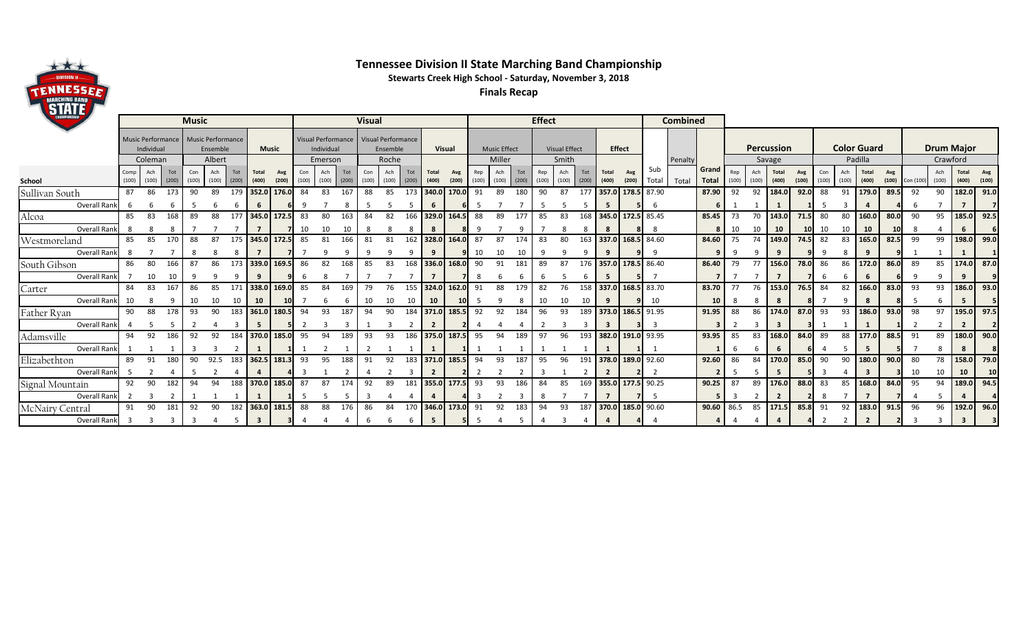# Tennessee Division II State Marching Band Championship

**Stewarts Creek High School - Saturday, November 3, 2018**

**Finals Recap**

| | Music | | | | | | | | Visual | | | | | | | | Effect | | | | | | | | Combined | | | | | | | | | | | | | | | |
|---|---|---|---|---|---|---|---|---|---|---|---|---|---|---|---|---|---|---|---|---|---|---|---|---|---|---|---|---|---|---|---|---|---|---|---|---|---|---|---|---|
| | Music Performance Individual | | | Music Performance Ensemble | | | Music | | Visual Performance Individual | | | Visual Performance Ensemble | | | Visual | | Music Effect | | | Visual Effect | | | Effect | | | Penalty | | Percussion | | | | Color Guard | | | | Drum Major | | | |
| | Coleman | | | Albert | | | | | Emerson | | | Roche | | | | | Miller | | | Smith | | | | | | | | Savage | | | | Padilla | | | | Crawford | | | |
| School | Comp (100) | Ach (100) | Tot (200) | Con (100) | Ach (100) | Tot (200) | Total (400) | Avg (200) | Con (100) | Ach (100) | Tot (200) | Con (100) | Ach (100) | Tot (200) | Total (400) | Avg (200) | Rep (100) | Ach (100) | Tot (200) | Rep (100) | Ach (100) | Tot (200) | Total (400) | Avg (200) | Sub Total | Total | Grand Total | Rep (100) | Ach (100) | Total (400) | Avg (100) | Con (100) | Ach (100) | Total (400) | Avg (100) | Con (100) | Ach (100) | Total (400) | Avg (100) |
| Sullivan South | 87 | 86 | 173 | 90 | 89 | 179 | 352.0 | 176.0 | 84 | 83 | 167 | 88 | 85 | 173 | 340.0 | 170.0 | 91 | 89 | 180 | 90 | 87 | 177 | 357.0 | 178.5 | 87.90 | | 87.90 | 92 | 92 | 184.0 | 92.0 | 88 | 91 | 179.0 | 89.5 | 92 | 90 | 182.0 | 91.0 |
| Overall Rank | 6 | 6 | 6 | 5 | 6 | 6 | 6 | 6 | 9 | 7 | 8 | 5 | 5 | 5 | 6 | 6 | 5 | 7 | 7 | 5 | 5 | 5 | 5 | 5 | 6 | | 6 | 1 | 1 | 1 | 1 | 5 | 3 | 4 | 4 | 6 | 7 | 7 | 7 |
| Alcoa | 85 | 83 | 168 | 89 | 88 | 177 | 345.0 | 172.5 | 83 | 80 | 163 | 84 | 82 | 166 | 329.0 | 164.5 | 88 | 89 | 177 | 85 | 83 | 168 | 345.0 | 172.5 | 85.45 | | 85.45 | 73 | 70 | 143.0 | 71.5 | 80 | 80 | 160.0 | 80.0 | 90 | 95 | 185.0 | 92.5 |
| Overall Rank | 8 | 8 | 8 | 7 | 7 | 7 | 7 | 7 | 10 | 10 | 10 | 8 | 8 | 8 | 8 | 8 | 9 | 7 | 9 | 7 | 8 | 8 | 8 | 8 | 8 | | 8 | 10 | 10 | 10 | 10 | 10 | 10 | 10 | 10 | 8 | 4 | 6 | 6 |
| Westmoreland | 85 | 85 | 170 | 88 | 87 | 175 | 345.0 | 172.5 | 85 | 81 | 166 | 81 | 81 | 162 | 328.0 | 164.0 | 87 | 87 | 174 | 83 | 80 | 163 | 337.0 | 168.5 | 84.60 | | 84.60 | 75 | 74 | 149.0 | 74.5 | 82 | 83 | 165.0 | 82.5 | 99 | 99 | 198.0 | 99.0 |
| Overall Rank | 8 | 7 | 7 | 8 | 8 | 8 | 7 | 7 | 7 | 9 | 9 | 9 | 9 | 9 | 9 | 9 | 10 | 10 | 10 | 9 | 9 | 9 | 9 | 9 | 9 | | 9 | 9 | 9 | 9 | 9 | 9 | 8 | 9 | 9 | 1 | 1 | 1 | 1 |
| South Gibson | 86 | 80 | 166 | 87 | 86 | 173 | 339.0 | 169.5 | 86 | 82 | 168 | 85 | 83 | 168 | 336.0 | 168.0 | 90 | 91 | 181 | 89 | 87 | 176 | 357.0 | 178.5 | 86.40 | | 86.40 | 79 | 77 | 156.0 | 78.0 | 86 | 86 | 172.0 | 86.0 | 89 | 85 | 174.0 | 87.0 |
| Overall Rank | 7 | 10 | 10 | 9 | 9 | 9 | 9 | 9 | 6 | 8 | 7 | 7 | 7 | 7 | 7 | 7 | 8 | 6 | 6 | 6 | 5 | 6 | 5 | 5 | 7 | | 7 | 7 | 7 | 7 | 7 | 6 | 6 | 6 | 6 | 9 | 9 | 9 | 9 |
| Carter | 84 | 83 | 167 | 86 | 85 | 171 | 338.0 | 169.0 | 85 | 84 | 169 | 79 | 76 | 155 | 324.0 | 162.0 | 91 | 88 | 179 | 82 | 76 | 158 | 337.0 | 168.5 | 83.70 | | 83.70 | 77 | 76 | 153.0 | 76.5 | 84 | 82 | 166.0 | 83.0 | 93 | 93 | 186.0 | 93.0 |
| Overall Rank | 10 | 8 | 9 | 10 | 10 | 10 | 10 | 10 | 7 | 6 | 6 | 10 | 10 | 10 | 10 | 10 | 5 | 9 | 8 | 10 | 10 | 10 | 9 | 9 | 10 | | 10 | 8 | 8 | 8 | 8 | 7 | 9 | 8 | 8 | 5 | 6 | 5 | 5 |
| Father Ryan | 90 | 88 | 178 | 93 | 90 | 183 | 361.0 | 180.5 | 94 | 93 | 187 | 94 | 90 | 184 | 371.0 | 185.5 | 92 | 92 | 184 | 96 | 93 | 189 | 373.0 | 186.5 | 91.95 | | 91.95 | 88 | 86 | 174.0 | 87.0 | 93 | 93 | 186.0 | 93.0 | 98 | 97 | 195.0 | 97.5 |
| Overall Rank | 4 | 5 | 5 | 2 | 4 | 3 | 5 | 5 | 2 | 3 | 3 | 1 | 3 | 2 | 2 | 2 | 4 | 4 | 4 | 2 | 3 | 3 | 3 | 3 | 3 | | 3 | 2 | 3 | 3 | 3 | 1 | 1 | 1 | 1 | 2 | 2 | 2 | 2 |
| Adamsville | 94 | 92 | 186 | 92 | 92 | 184 | 370.0 | 185.0 | 95 | 94 | 189 | 93 | 93 | 186 | 375.0 | 187.5 | 95 | 94 | 189 | 97 | 96 | 193 | 382.0 | 191.0 | 93.95 | | 93.95 | 85 | 83 | 168.0 | 84.0 | 89 | 88 | 177.0 | 88.5 | 91 | 89 | 180.0 | 90.0 |
| Overall Rank | 1 | 1 | 1 | 3 | 3 | 2 | 1 | 1 | 1 | 2 | 1 | 2 | 1 | 1 | 1 | 1 | 1 | 1 | 1 | 1 | 1 | 1 | 1 | 1 | 1 | | 1 | 6 | 6 | 6 | 6 | 4 | 5 | 5 | 5 | 7 | 8 | 8 | 8 |
| Elizabethton | 89 | 91 | 180 | 90 | 92.5 | 183 | 362.5 | 181.3 | 93 | 95 | 188 | 91 | 92 | 183 | 371.0 | 185.5 | 94 | 93 | 187 | 95 | 96 | 191 | 378.0 | 189.0 | 92.60 | | 92.60 | 86 | 84 | 170.0 | 85.0 | 90 | 90 | 180.0 | 90.0 | 80 | 78 | 158.0 | 79.0 |
| Overall Rank | 5 | 2 | 4 | 5 | 2 | 4 | 4 | 4 | 3 | 1 | 2 | 4 | 2 | 3 | 2 | 2 | 2 | 2 | 2 | 3 | 2 | 2 | 2 | 2 | 2 | | 2 | 5 | 5 | 5 | 5 | 3 | 4 | 3 | 3 | 10 | 10 | 10 | 10 |
| Signal Mountain | 92 | 90 | 182 | 94 | 94 | 188 | 370.0 | 185.0 | 87 | 87 | 174 | 92 | 89 | 181 | 355.0 | 177.5 | 93 | 93 | 186 | 84 | 85 | 169 | 355.0 | 177.5 | 90.25 | | 90.25 | 87 | 89 | 176.0 | 88.0 | 83 | 85 | 168.0 | 84.0 | 95 | 94 | 189.0 | 94.5 |
| Overall Rank | 2 | 3 | 2 | 1 | 1 | 1 | 1 | 1 | 5 | 5 | 5 | 3 | 4 | 4 | 4 | 4 | 3 | 2 | 3 | 8 | 7 | 7 | 7 | 7 | 5 | | 5 | 3 | 2 | 2 | 2 | 8 | 7 | 7 | 7 | 4 | 5 | 4 | 4 |
| McNairy Central | 91 | 90 | 181 | 92 | 90 | 182 | 363.0 | 181.5 | 88 | 88 | 176 | 86 | 84 | 170 | 346.0 | 173.0 | 91 | 92 | 183 | 94 | 93 | 187 | 370.0 | 185.0 | 90.60 | | 90.60 | 86.5 | 85 | 171.5 | 85.8 | 91 | 92 | 183.0 | 91.5 | 96 | 96 | 192.0 | 96.0 |
| Overall Rank | 3 | 3 | 3 | 3 | 4 | 5 | 3 | 3 | 4 | 4 | 4 | 6 | 6 | 6 | 5 | 5 | 5 | 4 | 5 | 4 | 3 | 4 | 4 | 4 | 4 | | 4 | 4 | 4 | 4 | 4 | 2 | 2 | 2 | 2 | 3 | 3 | 3 | 3 |